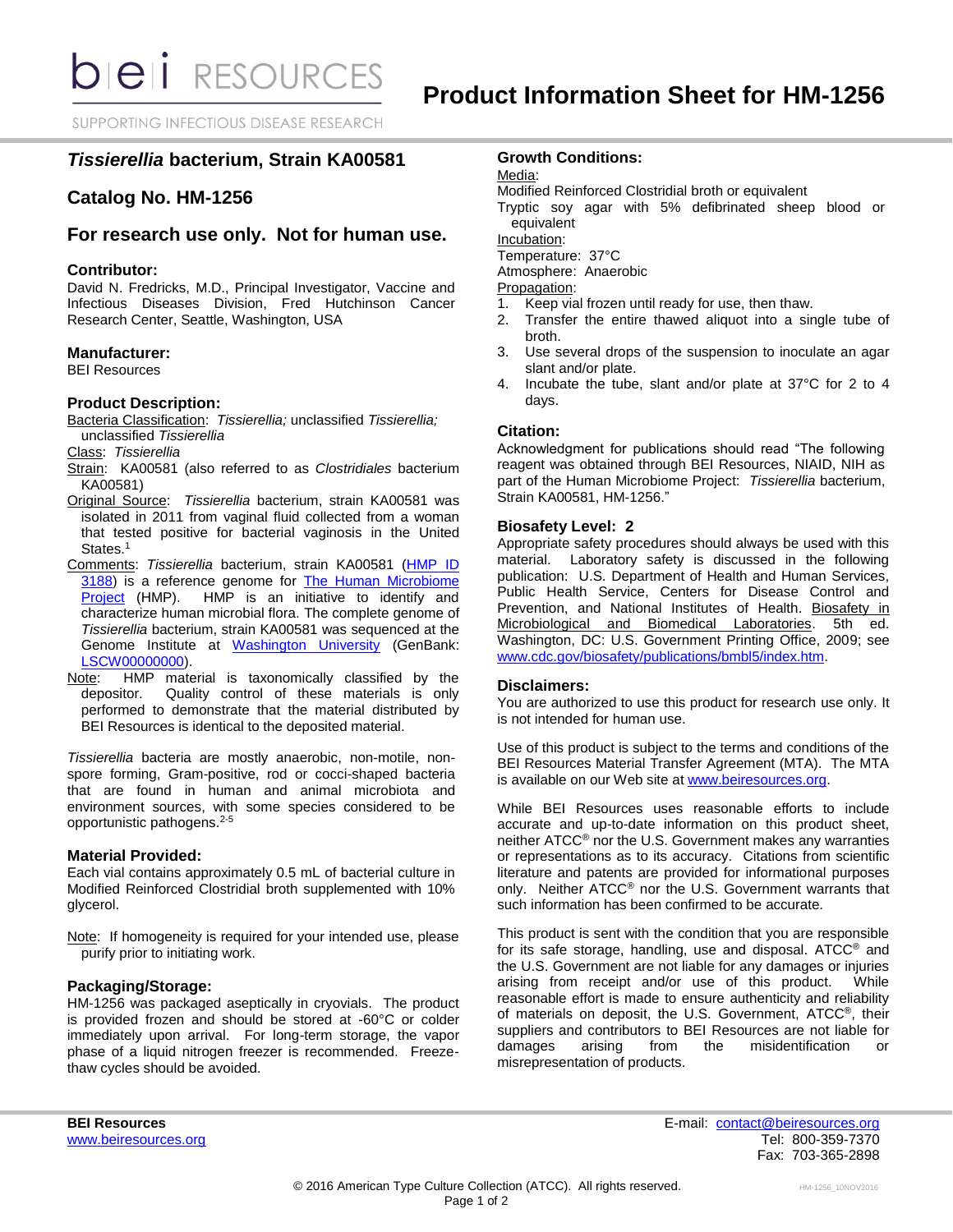# Product Information Sheet for HM-1256

bei RESOURCES

SUPPORTING INFECTIOUS DISEASE RESEARCH

## *Tissierellia* bacterium, Strain KA00581

## Catalog No. HM-1256

## For research use only. Not for human use.

### Contributor:

David N. Fredricks, M.D., Principal Investigator, Vaccine and Infectious Diseases Division, Fred Hutchinson Cancer Research Center, Seattle, Washington, USA

### Manufacturer:

BEI Resources

### Product Description:

Bacteria Classification: *Tissierellia;* unclassified *Tissierellia;* unclassified *Tissierella*

Class: *Tissierellia*

Strain: KA00581 (also referred to as *Clostridiales* bacterium KA00581)

Original Source: *Tissierellia* bacterium, strain KA00581 was isolated in 2011 from vaginal fluid collected from a woman that tested positive for bacterial vaginosis in the United States.[1]

Comments: *Tissierellia* bacterium, strain KA00581 (HMP ID 3188) is a reference genome for The Human Microbiome Project (HMP). HMP is an initiative to identify and characterize human microbial flora. The complete genome of *Tissierellia* bacterium, strain KA00581 was sequenced at the Genome Institute at Washington University (GenBank: LSCW00000000).

Note: HMP material is taxonomically classified by the depositor. Quality control of these materials is only performed to demonstrate that the material distributed by BEI Resources is identical to the deposited material.

*Tissierellia* bacteria are mostly anaerobic, non-motile, non-spore forming, Gram-positive, rod or cocci-shaped bacteria that are found in human and animal microbiota and environment sources, with some species considered to be opportunistic pathogens.[2-5]

### Material Provided:

Each vial contains approximately 0.5 mL of bacterial culture in Modified Reinforced Clostridial broth supplemented with 10% glycerol.

Note: If homogeneity is required for your intended use, please purify prior to initiating work.

### Packaging/Storage:

HM-1256 was packaged aseptically in cryovials. The product is provided frozen and should be stored at -60°C or colder immediately upon arrival. For long-term storage, the vapor phase of a liquid nitrogen freezer is recommended. Freeze-thaw cycles should be avoided.

### Growth Conditions:

Media:

Modified Reinforced Clostridial broth or equivalent

Tryptic soy agar with 5% defibrinated sheep blood or equivalent

Incubation:

Temperature: 37°C

Atmosphere: Anaerobic

Propagation:

1. Keep vial frozen until ready for use, then thaw.
2. Transfer the entire thawed aliquot into a single tube of broth.
3. Use several drops of the suspension to inoculate an agar slant and/or plate.
4. Incubate the tube, slant and/or plate at 37°C for 2 to 4 days.

### Citation:

Acknowledgment for publications should read "The following reagent was obtained through BEI Resources, NIAID, NIH as part of the Human Microbiome Project: *Tissierellia* bacterium, Strain KA00581, HM-1256."

### Biosafety Level: 2

Appropriate safety procedures should always be used with this material. Laboratory safety is discussed in the following publication: U.S. Department of Health and Human Services, Public Health Service, Centers for Disease Control and Prevention, and National Institutes of Health. Biosafety in Microbiological and Biomedical Laboratories. 5th ed. Washington, DC: U.S. Government Printing Office, 2009; see www.cdc.gov/biosafety/publications/bmbl5/index.htm.

### Disclaimers:

You are authorized to use this product for research use only. It is not intended for human use.

Use of this product is subject to the terms and conditions of the BEI Resources Material Transfer Agreement (MTA). The MTA is available on our Web site at www.beiresources.org.

While BEI Resources uses reasonable efforts to include accurate and up-to-date information on this product sheet, neither ATCC® nor the U.S. Government makes any warranties or representations as to its accuracy. Citations from scientific literature and patents are provided for informational purposes only. Neither ATCC® nor the U.S. Government warrants that such information has been confirmed to be accurate.

This product is sent with the condition that you are responsible for its safe storage, handling, use and disposal. ATCC® and the U.S. Government are not liable for any damages or injuries arising from receipt and/or use of this product. While reasonable effort is made to ensure authenticity and reliability of materials on deposit, the U.S. Government, ATCC®, their suppliers and contributors to BEI Resources are not liable for damages arising from the misidentification or misrepresentation of products.

**BEI Resources**
www.beiresources.org

E-mail: contact@beiresources.org
Tel: 800-359-7370
Fax: 703-365-2898

© 2016 American Type Culture Collection (ATCC). All rights reserved.

HM-1256_10NOV2016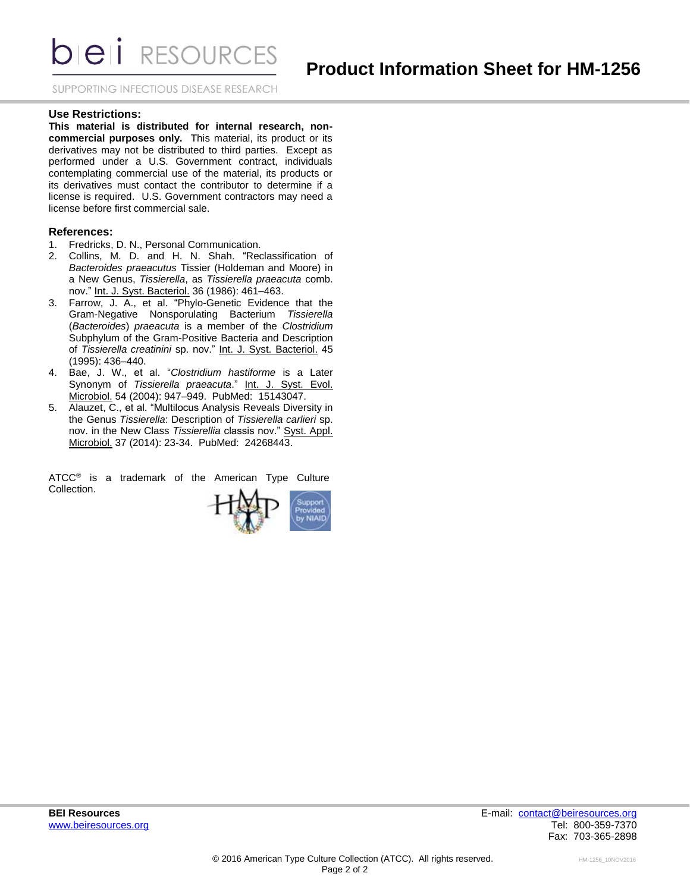## Use Restrictions:

**This material is distributed for internal research, non-commercial purposes only.** This material, its product or its derivatives may not be distributed to third parties. Except as performed under a U.S. Government contract, individuals contemplating commercial use of the material, its products or its derivatives must contact the contributor to determine if a license is required. U.S. Government contractors may need a license before first commercial sale.

## References:

1. Fredricks, D. N., Personal Communication.
2. Collins, M. D. and H. N. Shah. "Reclassification of *Bacteroides praeacutus* Tissier (Holdeman and Moore) in a New Genus, *Tissierella*, as *Tissierella praeacuta* comb. nov." Int. J. Syst. Bacteriol. 36 (1986): 461–463.
3. Farrow, J. A., et al. "Phylo-Genetic Evidence that the Gram-Negative Nonsporulating Bacterium *Tissierella* (*Bacteroides*) *praeacuta* is a member of the *Clostridium* Subphylum of the Gram-Positive Bacteria and Description of *Tissierella creatinini* sp. nov." Int. J. Syst. Bacteriol. 45 (1995): 436–440.
4. Bae, J. W., et al. "*Clostridium hastiforme* is a Later Synonym of *Tissierella praeacuta*." Int. J. Syst. Evol. Microbiol. 54 (2004): 947–949. PubMed: 15143047.
5. Alauzet, C., et al. "Multilocus Analysis Reveals Diversity in the Genus *Tissierella*: Description of *Tissierella carlieri* sp. nov. in the New Class *Tissierellia* classis nov." Syst. Appl. Microbiol. 37 (2014): 23-34. PubMed: 24268443.

ATCC® is a trademark of the American Type Culture Collection.

**BEI Resources**
www.beiresources.org

E-mail: contact@beiresources.org
Tel: 800-359-7370
Fax: 703-365-2898

© 2016 American Type Culture Collection (ATCC). All rights reserved.